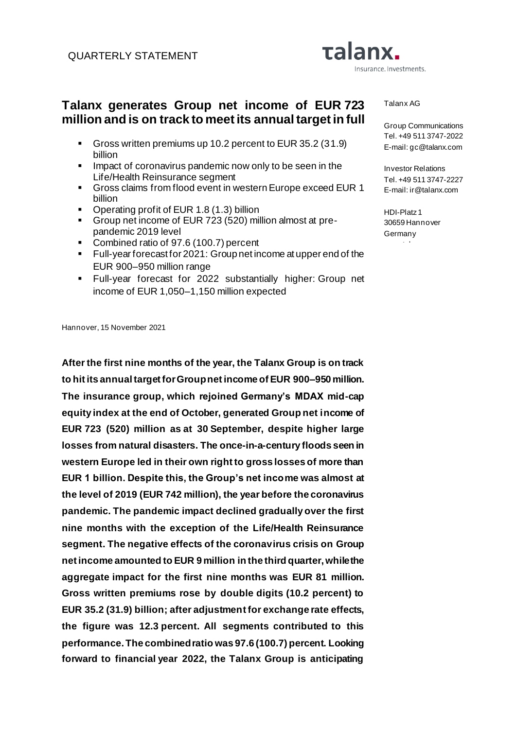QUARTERLY STATEMENT

# Talanx generates Group net income of EUR 723 million and is on track to meet its annual target in full

- Gross written premiums up 10.2 percent to EUR 35.2 (31.9) billion
- Impact of coronavirus pandemic now only to be seen in the Life/Health Reinsurance segment
- Gross claims from flood event in western Europe exceed EUR 1 billion
- Operating profit of EUR 1.8 (1.3) billion
- Group net income of EUR 723 (520) million almost at pre-pandemic 2019 level
- Combined ratio of 97.6 (100.7) percent
- Full-year forecast for 2021: Group net income at upper end of the EUR 900–950 million range
- Full-year forecast for 2022 substantially higher: Group net income of EUR 1,050–1,150 million expected

Talanx AG

Group Communications
Tel. +49 511 3747-2022
E-mail: gc@talanx.com

Investor Relations
Tel. +49 511 3747-2227
E-mail: ir@talanx.com

HDI-Platz 1
30659 Hannover
Germany

Hannover, 15 November 2021

**After the first nine months of the year, the Talanx Group is on track to hit its annual target for Group net income of EUR 900–950 million. The insurance group, which rejoined Germany's MDAX mid-cap equity index at the end of October, generated Group net income of EUR 723 (520) million as at 30 September, despite higher large losses from natural disasters. The once-in-a-century floods seen in western Europe led in their own right to gross losses of more than EUR 1 billion. Despite this, the Group's net income was almost at the level of 2019 (EUR 742 million), the year before the coronavirus pandemic. The pandemic impact declined gradually over the first nine months with the exception of the Life/Health Reinsurance segment. The negative effects of the coronavirus crisis on Group net income amounted to EUR 9 million in the third quarter, while the aggregate impact for the first nine months was EUR 81 million. Gross written premiums rose by double digits (10.2 percent) to EUR 35.2 (31.9) billion; after adjustment for exchange rate effects, the figure was 12.3 percent. All segments contributed to this performance. The combined ratio was 97.6 (100.7) percent. Looking forward to financial year 2022, the Talanx Group is anticipating**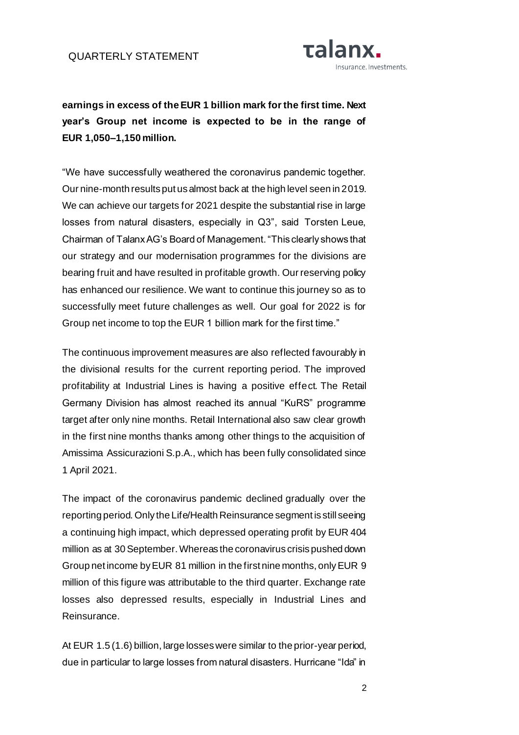**earnings in excess of the EUR 1 billion mark for the first time. Next year's Group net income is expected to be in the range of EUR 1,050–1,150 million.**

"We have successfully weathered the coronavirus pandemic together. Our nine-month results put us almost back at the high level seen in 2019. We can achieve our targets for 2021 despite the substantial rise in large losses from natural disasters, especially in Q3", said Torsten Leue, Chairman of Talanx AG's Board of Management. "This clearly shows that our strategy and our modernisation programmes for the divisions are bearing fruit and have resulted in profitable growth. Our reserving policy has enhanced our resilience. We want to continue this journey so as to successfully meet future challenges as well. Our goal for 2022 is for Group net income to top the EUR 1 billion mark for the first time."

The continuous improvement measures are also reflected favourably in the divisional results for the current reporting period. The improved profitability at Industrial Lines is having a positive effect. The Retail Germany Division has almost reached its annual "KuRS" programme target after only nine months. Retail International also saw clear growth in the first nine months thanks among other things to the acquisition of Amissima Assicurazioni S.p.A., which has been fully consolidated since 1 April 2021.

The impact of the coronavirus pandemic declined gradually over the reporting period. Only the Life/Health Reinsurance segment is still seeing a continuing high impact, which depressed operating profit by EUR 404 million as at 30 September. Whereas the coronavirus crisis pushed down Group net income by EUR 81 million in the first nine months, only EUR 9 million of this figure was attributable to the third quarter. Exchange rate losses also depressed results, especially in Industrial Lines and Reinsurance.

At EUR 1.5 (1.6) billion, large losses were similar to the prior-year period, due in particular to large losses from natural disasters. Hurricane "Ida" in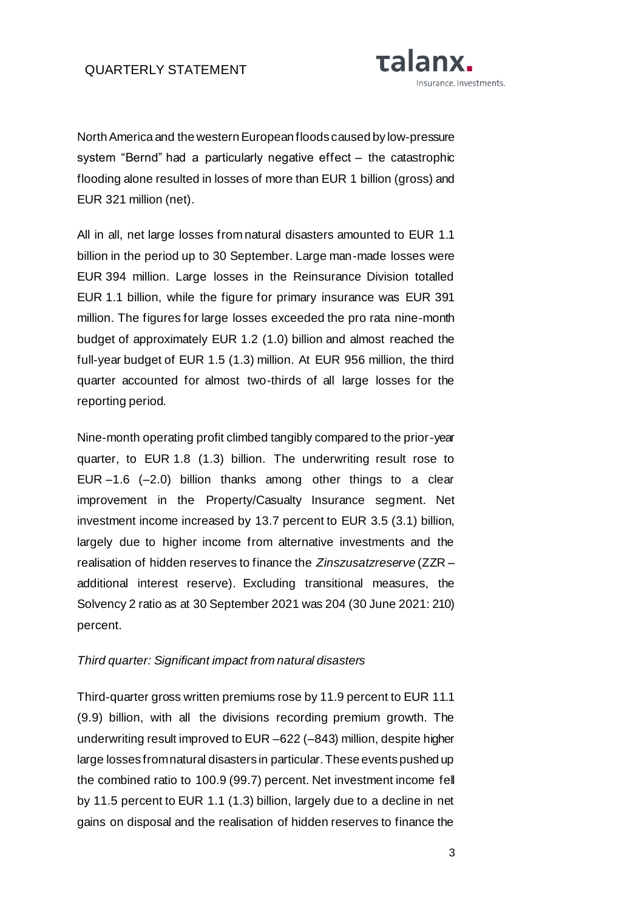North America and the western European floods caused by low-pressure system "Bernd" had a particularly negative effect – the catastrophic flooding alone resulted in losses of more than EUR 1 billion (gross) and EUR 321 million (net).

All in all, net large losses from natural disasters amounted to EUR 1.1 billion in the period up to 30 September. Large man-made losses were EUR 394 million. Large losses in the Reinsurance Division totalled EUR 1.1 billion, while the figure for primary insurance was EUR 391 million. The figures for large losses exceeded the pro rata nine-month budget of approximately EUR 1.2 (1.0) billion and almost reached the full-year budget of EUR 1.5 (1.3) million. At EUR 956 million, the third quarter accounted for almost two-thirds of all large losses for the reporting period.

Nine-month operating profit climbed tangibly compared to the prior-year quarter, to EUR 1.8 (1.3) billion. The underwriting result rose to EUR –1.6 (–2.0) billion thanks among other things to a clear improvement in the Property/Casualty Insurance segment. Net investment income increased by 13.7 percent to EUR 3.5 (3.1) billion, largely due to higher income from alternative investments and the realisation of hidden reserves to finance the *Zinszusatzreserve* (ZZR – additional interest reserve). Excluding transitional measures, the Solvency 2 ratio as at 30 September 2021 was 204 (30 June 2021: 210) percent.

*Third quarter: Significant impact from natural disasters*

Third-quarter gross written premiums rose by 11.9 percent to EUR 11.1 (9.9) billion, with all the divisions recording premium growth. The underwriting result improved to EUR –622 (–843) million, despite higher large losses from natural disasters in particular. These events pushed up the combined ratio to 100.9 (99.7) percent. Net investment income fell by 11.5 percent to EUR 1.1 (1.3) billion, largely due to a decline in net gains on disposal and the realisation of hidden reserves to finance the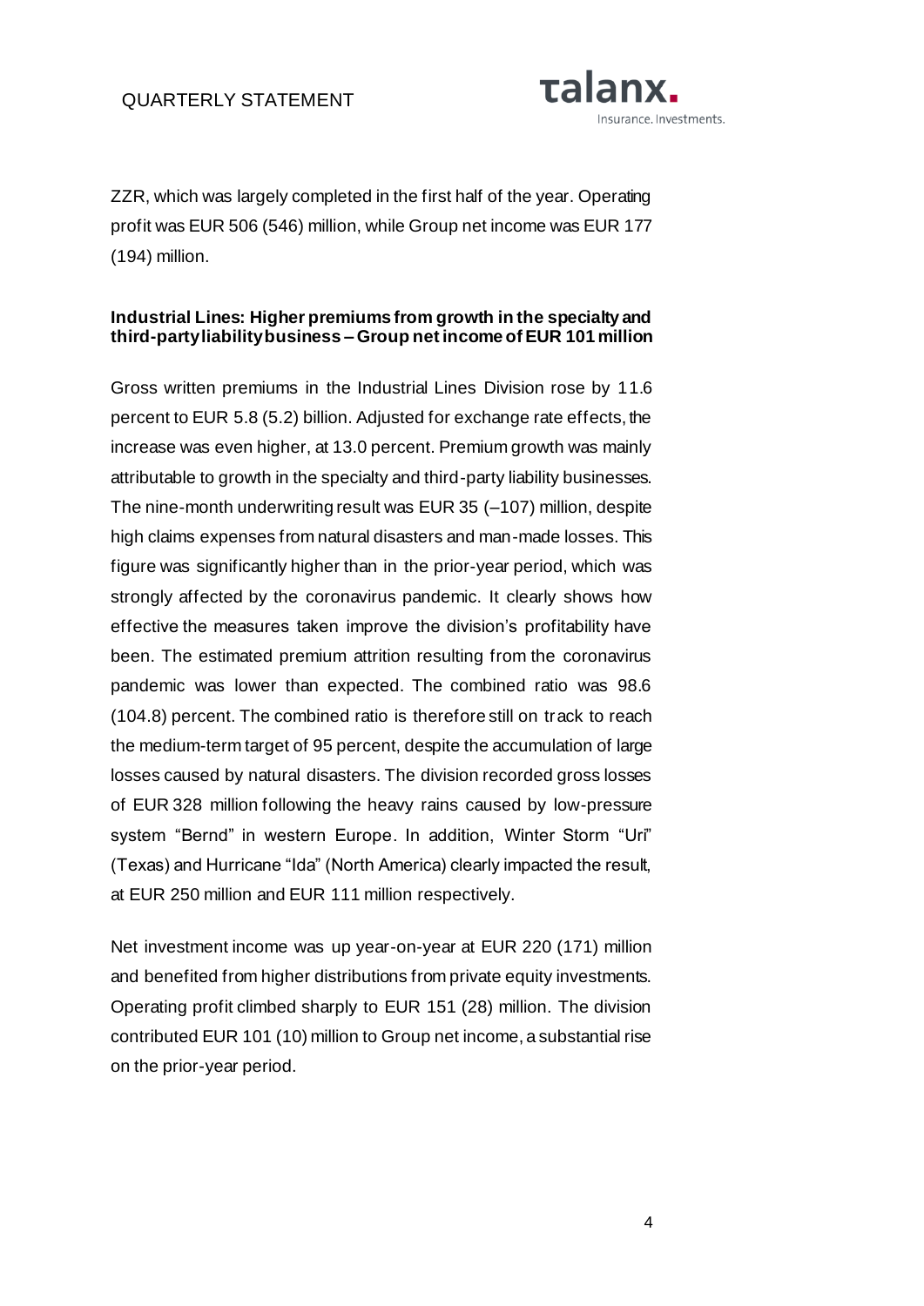ZZR, which was largely completed in the first half of the year. Operating profit was EUR 506 (546) million, while Group net income was EUR 177 (194) million.

**Industrial Lines: Higher premiums from growth in the specialty and third-party liability business – Group net income of EUR 101 million**

Gross written premiums in the Industrial Lines Division rose by 11.6 percent to EUR 5.8 (5.2) billion. Adjusted for exchange rate effects, the increase was even higher, at 13.0 percent. Premium growth was mainly attributable to growth in the specialty and third-party liability businesses. The nine-month underwriting result was EUR 35 (–107) million, despite high claims expenses from natural disasters and man-made losses. This figure was significantly higher than in the prior-year period, which was strongly affected by the coronavirus pandemic. It clearly shows how effective the measures taken improve the division's profitability have been. The estimated premium attrition resulting from the coronavirus pandemic was lower than expected. The combined ratio was 98.6 (104.8) percent. The combined ratio is therefore still on track to reach the medium-term target of 95 percent, despite the accumulation of large losses caused by natural disasters. The division recorded gross losses of EUR 328 million following the heavy rains caused by low-pressure system "Bernd" in western Europe. In addition, Winter Storm "Uri" (Texas) and Hurricane "Ida" (North America) clearly impacted the result, at EUR 250 million and EUR 111 million respectively.

Net investment income was up year-on-year at EUR 220 (171) million and benefited from higher distributions from private equity investments. Operating profit climbed sharply to EUR 151 (28) million. The division contributed EUR 101 (10) million to Group net income, a substantial rise on the prior-year period.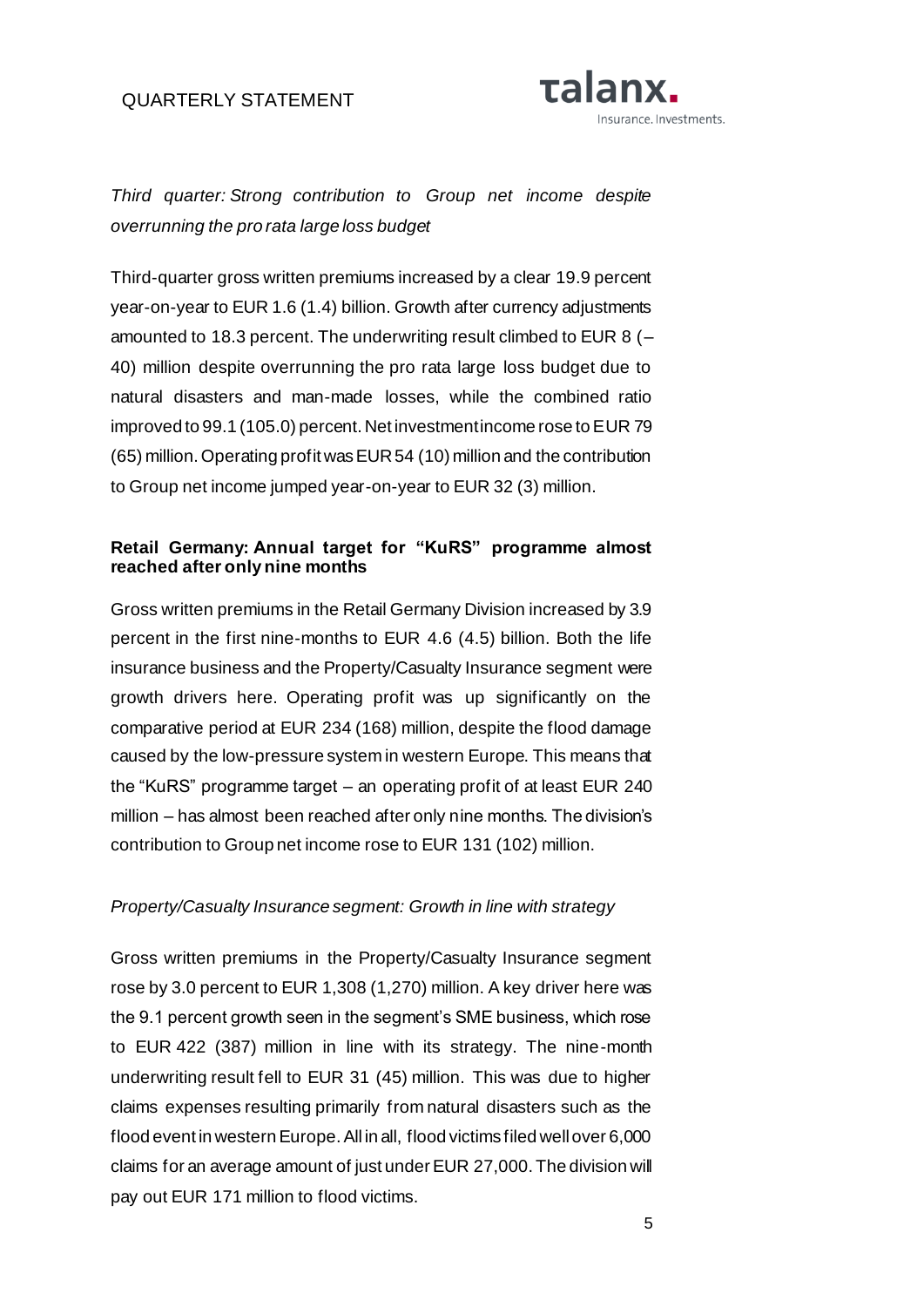*Third quarter: Strong contribution to Group net income despite overrunning the pro rata large loss budget*

Third-quarter gross written premiums increased by a clear 19.9 percent year-on-year to EUR 1.6 (1.4) billion. Growth after currency adjustments amounted to 18.3 percent. The underwriting result climbed to EUR 8 (–40) million despite overrunning the pro rata large loss budget due to natural disasters and man-made losses, while the combined ratio improved to 99.1 (105.0) percent. Net investment income rose to EUR 79 (65) million. Operating profit was EUR 54 (10) million and the contribution to Group net income jumped year-on-year to EUR 32 (3) million.

**Retail Germany: Annual target for "KuRS" programme almost reached after only nine months**

Gross written premiums in the Retail Germany Division increased by 3.9 percent in the first nine-months to EUR 4.6 (4.5) billion. Both the life insurance business and the Property/Casualty Insurance segment were growth drivers here. Operating profit was up significantly on the comparative period at EUR 234 (168) million, despite the flood damage caused by the low-pressure system in western Europe. This means that the "KuRS" programme target – an operating profit of at least EUR 240 million – has almost been reached after only nine months. The division's contribution to Group net income rose to EUR 131 (102) million.

*Property/Casualty Insurance segment: Growth in line with strategy*

Gross written premiums in the Property/Casualty Insurance segment rose by 3.0 percent to EUR 1,308 (1,270) million. A key driver here was the 9.1 percent growth seen in the segment's SME business, which rose to EUR 422 (387) million in line with its strategy. The nine-month underwriting result fell to EUR 31 (45) million. This was due to higher claims expenses resulting primarily from natural disasters such as the flood event in western Europe. All in all, flood victims filed well over 6,000 claims for an average amount of just under EUR 27,000. The division will pay out EUR 171 million to flood victims.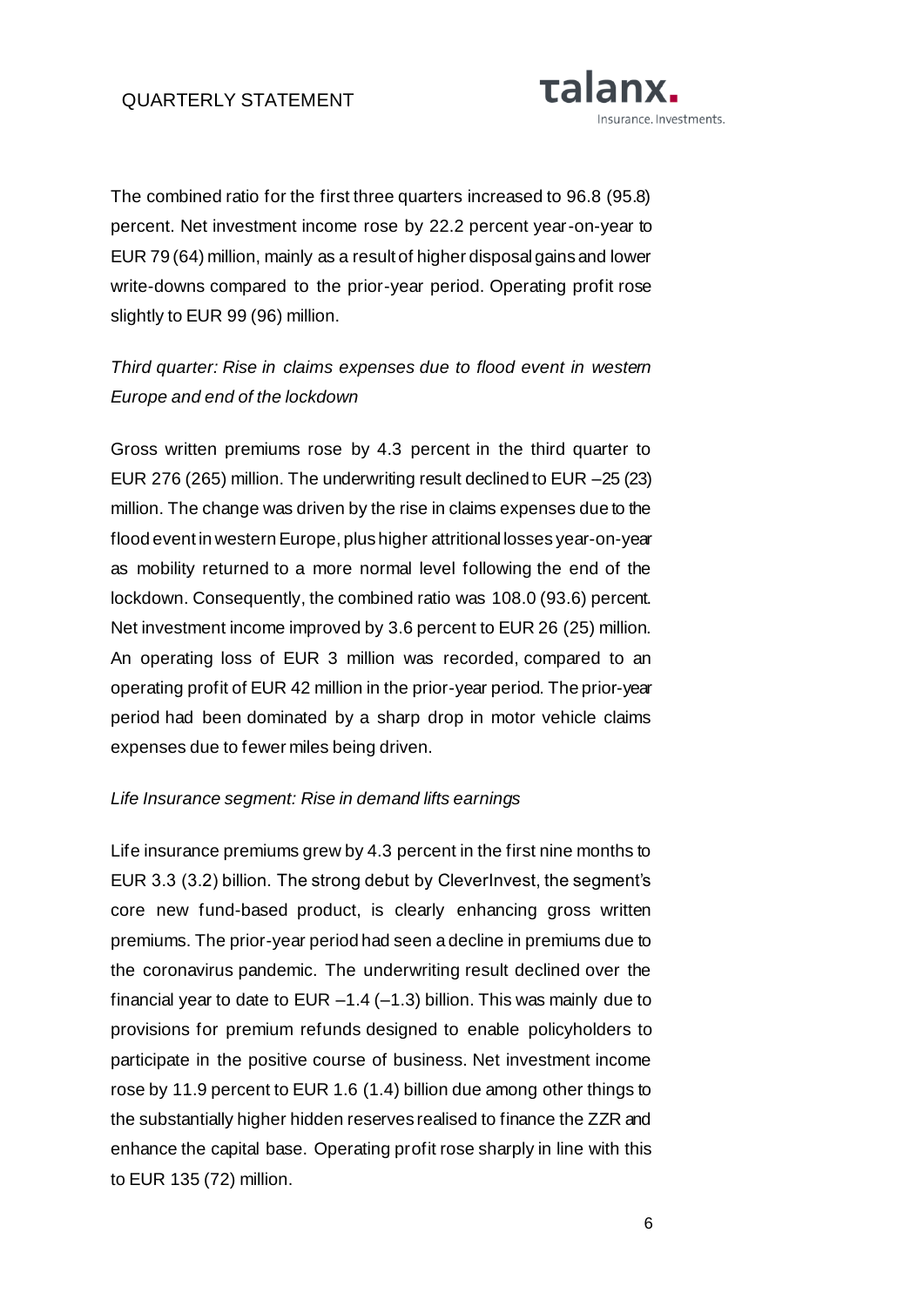The combined ratio for the first three quarters increased to 96.8 (95.8) percent. Net investment income rose by 22.2 percent year-on-year to EUR 79 (64) million, mainly as a result of higher disposal gains and lower write-downs compared to the prior-year period. Operating profit rose slightly to EUR 99 (96) million.

*Third quarter: Rise in claims expenses due to flood event in western Europe and end of the lockdown*

Gross written premiums rose by 4.3 percent in the third quarter to EUR 276 (265) million. The underwriting result declined to EUR –25 (23) million. The change was driven by the rise in claims expenses due to the flood event in western Europe, plus higher attritional losses year-on-year as mobility returned to a more normal level following the end of the lockdown. Consequently, the combined ratio was 108.0 (93.6) percent. Net investment income improved by 3.6 percent to EUR 26 (25) million. An operating loss of EUR 3 million was recorded, compared to an operating profit of EUR 42 million in the prior-year period. The prior-year period had been dominated by a sharp drop in motor vehicle claims expenses due to fewer miles being driven.

*Life Insurance segment: Rise in demand lifts earnings*

Life insurance premiums grew by 4.3 percent in the first nine months to EUR 3.3 (3.2) billion. The strong debut by CleverInvest, the segment's core new fund-based product, is clearly enhancing gross written premiums. The prior-year period had seen a decline in premiums due to the coronavirus pandemic. The underwriting result declined over the financial year to date to EUR –1.4 (–1.3) billion. This was mainly due to provisions for premium refunds designed to enable policyholders to participate in the positive course of business. Net investment income rose by 11.9 percent to EUR 1.6 (1.4) billion due among other things to the substantially higher hidden reserves realised to finance the ZZR and enhance the capital base. Operating profit rose sharply in line with this to EUR 135 (72) million.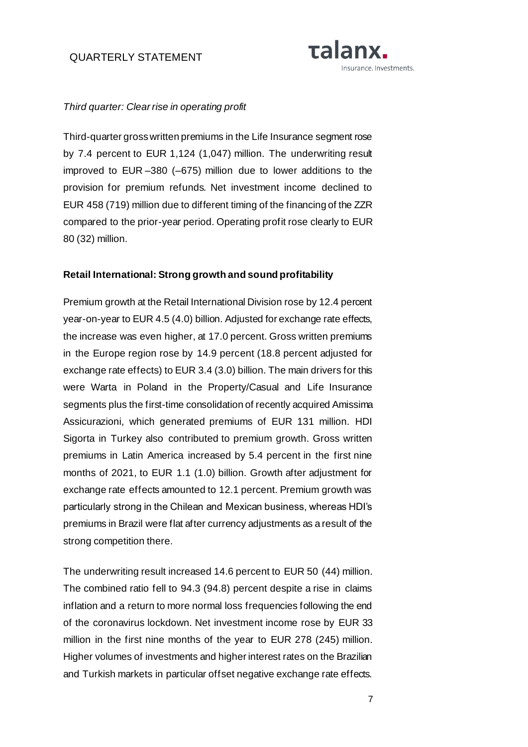*Third quarter: Clear rise in operating profit*

Third-quarter gross written premiums in the Life Insurance segment rose by 7.4 percent to EUR 1,124 (1,047) million. The underwriting result improved to EUR –380 (–675) million due to lower additions to the provision for premium refunds. Net investment income declined to EUR 458 (719) million due to different timing of the financing of the ZZR compared to the prior-year period. Operating profit rose clearly to EUR 80 (32) million.

**Retail International: Strong growth and sound profitability**

Premium growth at the Retail International Division rose by 12.4 percent year-on-year to EUR 4.5 (4.0) billion. Adjusted for exchange rate effects, the increase was even higher, at 17.0 percent. Gross written premiums in the Europe region rose by 14.9 percent (18.8 percent adjusted for exchange rate effects) to EUR 3.4 (3.0) billion. The main drivers for this were Warta in Poland in the Property/Casual and Life Insurance segments plus the first-time consolidation of recently acquired Amissima Assicurazioni, which generated premiums of EUR 131 million. HDI Sigorta in Turkey also contributed to premium growth. Gross written premiums in Latin America increased by 5.4 percent in the first nine months of 2021, to EUR 1.1 (1.0) billion. Growth after adjustment for exchange rate effects amounted to 12.1 percent. Premium growth was particularly strong in the Chilean and Mexican business, whereas HDI's premiums in Brazil were flat after currency adjustments as a result of the strong competition there.

The underwriting result increased 14.6 percent to EUR 50 (44) million. The combined ratio fell to 94.3 (94.8) percent despite a rise in claims inflation and a return to more normal loss frequencies following the end of the coronavirus lockdown. Net investment income rose by EUR 33 million in the first nine months of the year to EUR 278 (245) million. Higher volumes of investments and higher interest rates on the Brazilian and Turkish markets in particular offset negative exchange rate effects.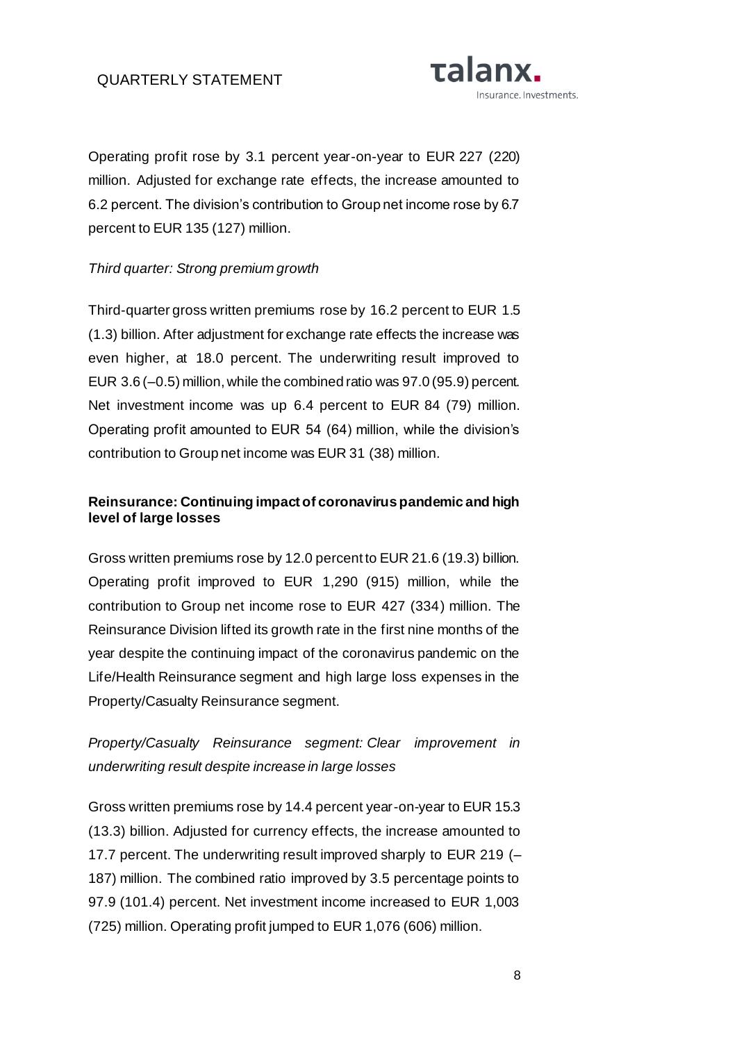Operating profit rose by 3.1 percent year-on-year to EUR 227 (220) million. Adjusted for exchange rate effects, the increase amounted to 6.2 percent. The division's contribution to Group net income rose by 6.7 percent to EUR 135 (127) million.

*Third quarter: Strong premium growth*

Third-quarter gross written premiums rose by 16.2 percent to EUR 1.5 (1.3) billion. After adjustment for exchange rate effects the increase was even higher, at 18.0 percent. The underwriting result improved to EUR 3.6 (–0.5) million, while the combined ratio was 97.0 (95.9) percent. Net investment income was up 6.4 percent to EUR 84 (79) million. Operating profit amounted to EUR 54 (64) million, while the division's contribution to Group net income was EUR 31 (38) million.

**Reinsurance: Continuing impact of coronavirus pandemic and high level of large losses**

Gross written premiums rose by 12.0 percent to EUR 21.6 (19.3) billion. Operating profit improved to EUR 1,290 (915) million, while the contribution to Group net income rose to EUR 427 (334) million. The Reinsurance Division lifted its growth rate in the first nine months of the year despite the continuing impact of the coronavirus pandemic on the Life/Health Reinsurance segment and high large loss expenses in the Property/Casualty Reinsurance segment.

*Property/Casualty Reinsurance segment: Clear improvement in underwriting result despite increase in large losses*

Gross written premiums rose by 14.4 percent year-on-year to EUR 15.3 (13.3) billion. Adjusted for currency effects, the increase amounted to 17.7 percent. The underwriting result improved sharply to EUR 219 (–187) million. The combined ratio improved by 3.5 percentage points to 97.9 (101.4) percent. Net investment income increased to EUR 1,003 (725) million. Operating profit jumped to EUR 1,076 (606) million.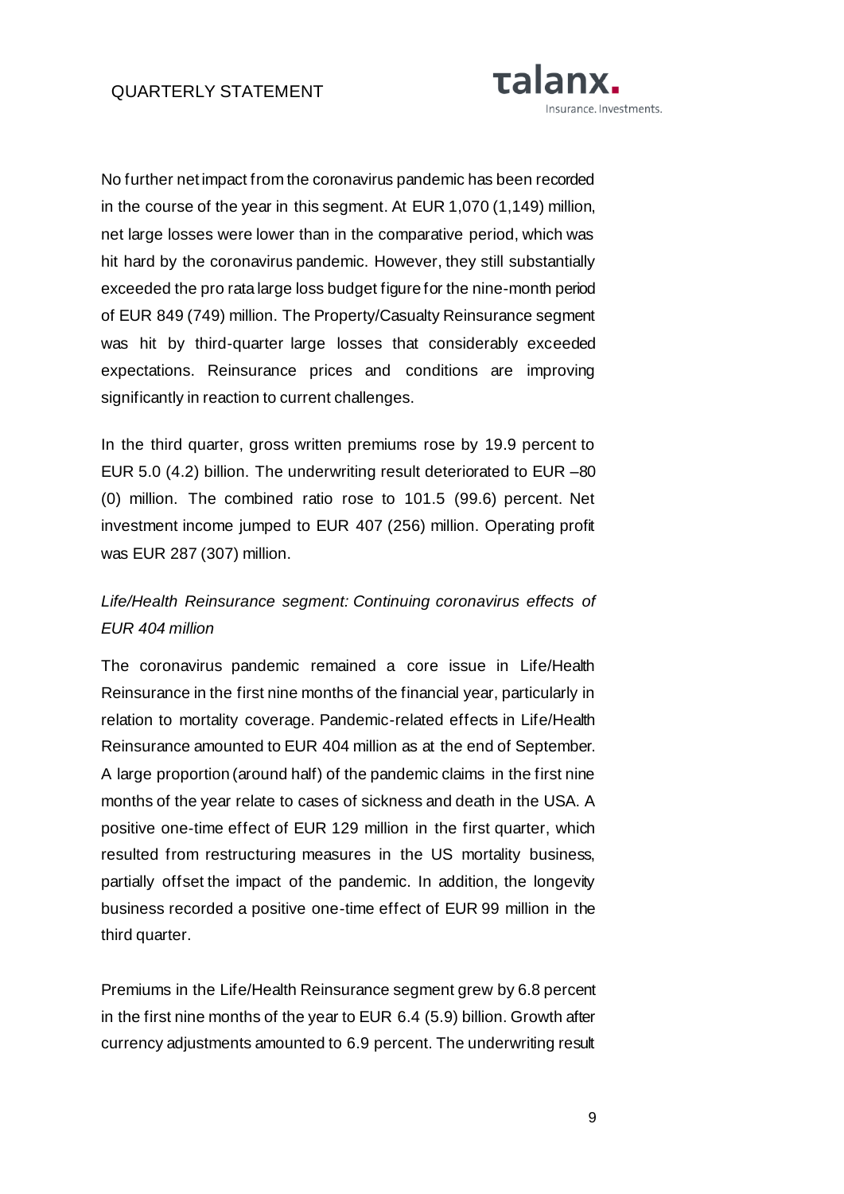No further net impact from the coronavirus pandemic has been recorded in the course of the year in this segment. At EUR 1,070 (1,149) million, net large losses were lower than in the comparative period, which was hit hard by the coronavirus pandemic. However, they still substantially exceeded the pro rata large loss budget figure for the nine-month period of EUR 849 (749) million. The Property/Casualty Reinsurance segment was hit by third-quarter large losses that considerably exceeded expectations. Reinsurance prices and conditions are improving significantly in reaction to current challenges.

In the third quarter, gross written premiums rose by 19.9 percent to EUR 5.0 (4.2) billion. The underwriting result deteriorated to EUR –80 (0) million. The combined ratio rose to 101.5 (99.6) percent. Net investment income jumped to EUR 407 (256) million. Operating profit was EUR 287 (307) million.

*Life/Health Reinsurance segment: Continuing coronavirus effects of EUR 404 million*

The coronavirus pandemic remained a core issue in Life/Health Reinsurance in the first nine months of the financial year, particularly in relation to mortality coverage. Pandemic-related effects in Life/Health Reinsurance amounted to EUR 404 million as at the end of September. A large proportion (around half) of the pandemic claims in the first nine months of the year relate to cases of sickness and death in the USA. A positive one-time effect of EUR 129 million in the first quarter, which resulted from restructuring measures in the US mortality business, partially offset the impact of the pandemic. In addition, the longevity business recorded a positive one-time effect of EUR 99 million in the third quarter.

Premiums in the Life/Health Reinsurance segment grew by 6.8 percent in the first nine months of the year to EUR 6.4 (5.9) billion. Growth after currency adjustments amounted to 6.9 percent. The underwriting result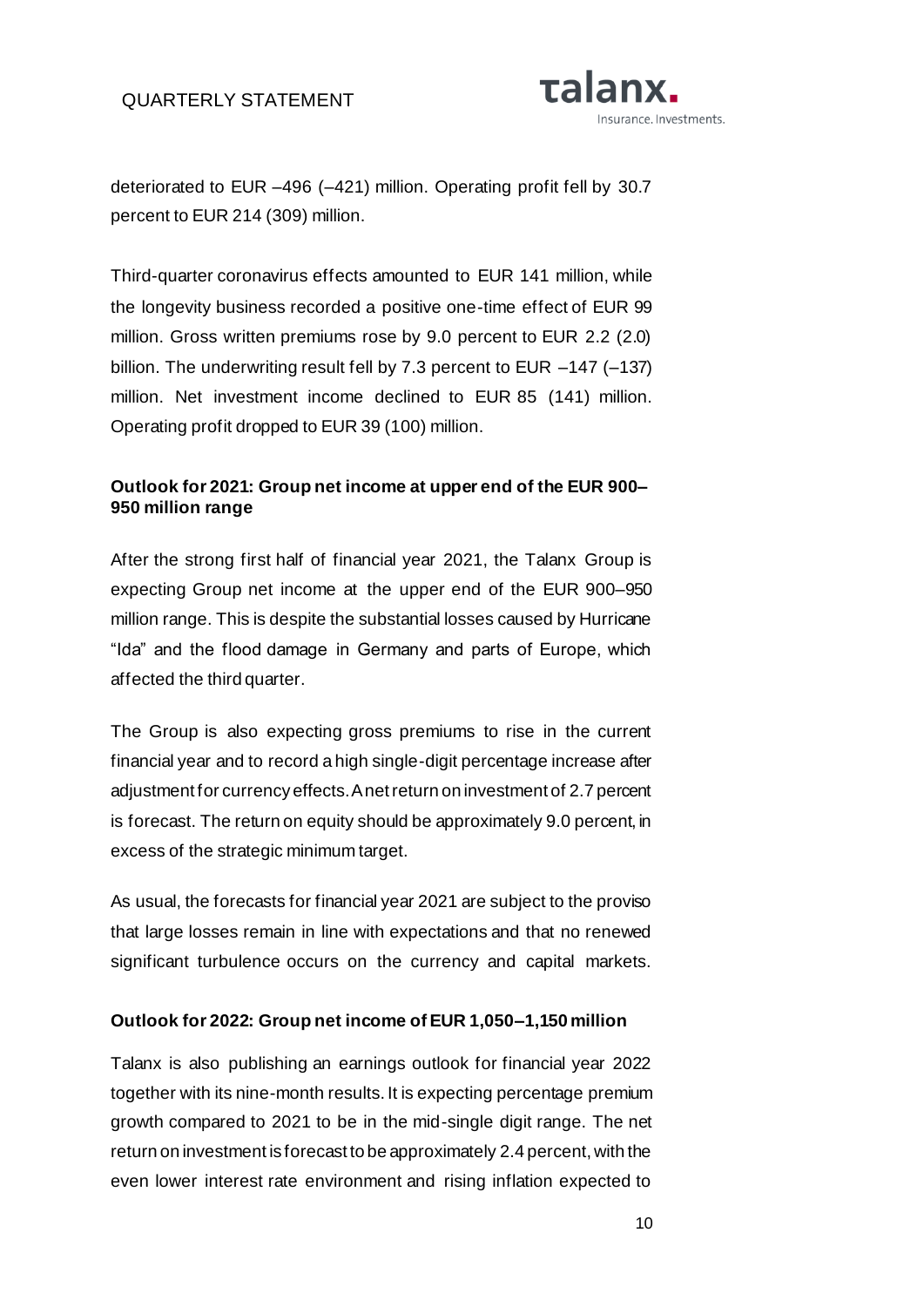deteriorated to EUR –496 (–421) million. Operating profit fell by 30.7 percent to EUR 214 (309) million.

Third-quarter coronavirus effects amounted to EUR 141 million, while the longevity business recorded a positive one-time effect of EUR 99 million. Gross written premiums rose by 9.0 percent to EUR 2.2 (2.0) billion. The underwriting result fell by 7.3 percent to EUR –147 (–137) million. Net investment income declined to EUR 85 (141) million. Operating profit dropped to EUR 39 (100) million.

**Outlook for 2021: Group net income at upper end of the EUR 900–950 million range**

After the strong first half of financial year 2021, the Talanx Group is expecting Group net income at the upper end of the EUR 900–950 million range. This is despite the substantial losses caused by Hurricane "Ida" and the flood damage in Germany and parts of Europe, which affected the third quarter.

The Group is also expecting gross premiums to rise in the current financial year and to record a high single-digit percentage increase after adjustment for currency effects. A net return on investment of 2.7 percent is forecast. The return on equity should be approximately 9.0 percent, in excess of the strategic minimum target.

As usual, the forecasts for financial year 2021 are subject to the proviso that large losses remain in line with expectations and that no renewed significant turbulence occurs on the currency and capital markets.

**Outlook for 2022: Group net income of EUR 1,050–1,150 million**

Talanx is also publishing an earnings outlook for financial year 2022 together with its nine-month results. It is expecting percentage premium growth compared to 2021 to be in the mid-single digit range. The net return on investment is forecast to be approximately 2.4 percent, with the even lower interest rate environment and rising inflation expected to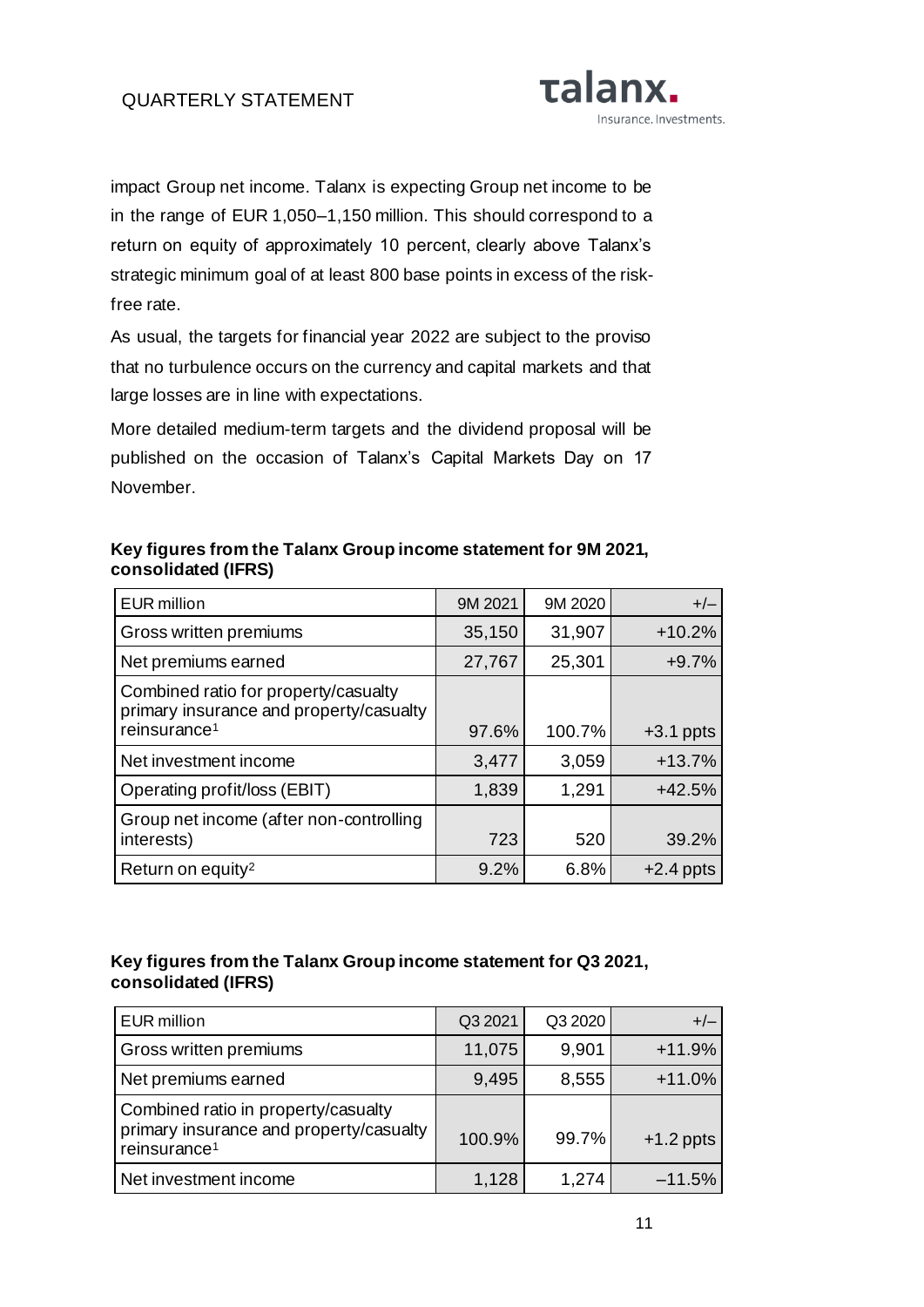impact Group net income. Talanx is expecting Group net income to be in the range of EUR 1,050–1,150 million. This should correspond to a return on equity of approximately 10 percent, clearly above Talanx's strategic minimum goal of at least 800 base points in excess of the risk-free rate.

As usual, the targets for financial year 2022 are subject to the proviso that no turbulence occurs on the currency and capital markets and that large losses are in line with expectations.

More detailed medium-term targets and the dividend proposal will be published on the occasion of Talanx's Capital Markets Day on 17 November.

**Key figures from the Talanx Group income statement for 9M 2021, consolidated (IFRS)**

| EUR million | 9M 2021 | 9M 2020 | +/– |
|---|---|---|---|
| Gross written premiums | 35,150 | 31,907 | +10.2% |
| Net premiums earned | 27,767 | 25,301 | +9.7% |
| Combined ratio for property/casualty primary insurance and property/casualty reinsurance[1] | 97.6% | 100.7% | +3.1 ppts |
| Net investment income | 3,477 | 3,059 | +13.7% |
| Operating profit/loss (EBIT) | 1,839 | 1,291 | +42.5% |
| Group net income (after non-controlling interests) | 723 | 520 | 39.2% |
| Return on equity[2] | 9.2% | 6.8% | +2.4 ppts |

**Key figures from the Talanx Group income statement for Q3 2021, consolidated (IFRS)**

| EUR million | Q3 2021 | Q3 2020 | +/– |
|---|---|---|---|
| Gross written premiums | 11,075 | 9,901 | +11.9% |
| Net premiums earned | 9,495 | 8,555 | +11.0% |
| Combined ratio in property/casualty primary insurance and property/casualty reinsurance[1] | 100.9% | 99.7% | +1.2 ppts |
| Net investment income | 1,128 | 1,274 | –11.5% |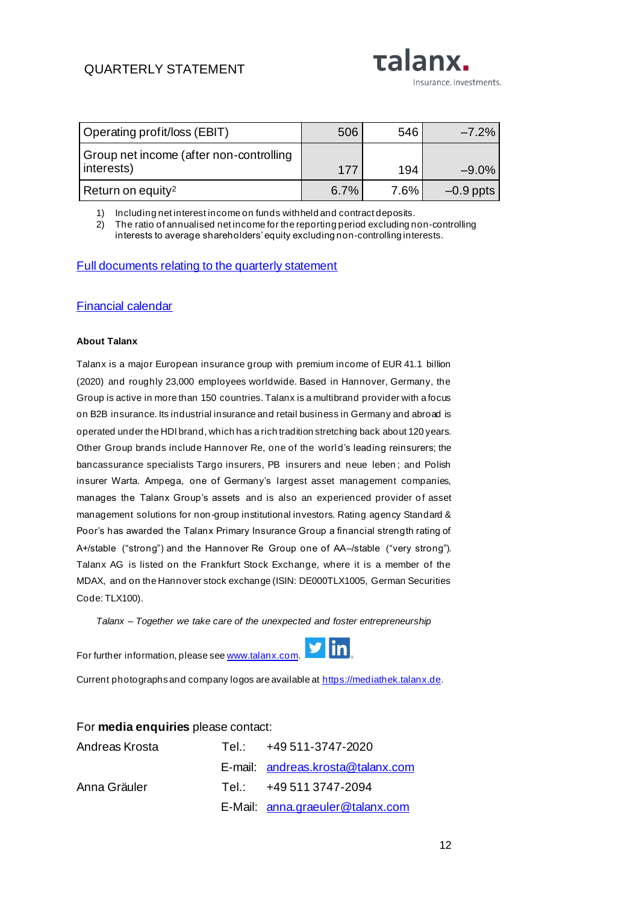| Operating profit/loss (EBIT) | 506 | 546 | –7.2% |
|---|---|---|---|
| Group net income (after non-controlling interests) | 177 | 194 | –9.0% |
| Return on equity[2] | 6.7% | 7.6% | –0.9 ppts |

1) Including net interest income on funds withheld and contract deposits.
2) The ratio of annualised net income for the reporting period excluding non-controlling interests to average shareholders' equity excluding non-controlling interests.

[Full documents relating to the quarterly statement]

[Financial calendar]

**About Talanx**

Talanx is a major European insurance group with premium income of EUR 41.1 billion (2020) and roughly 23,000 employees worldwide. Based in Hannover, Germany, the Group is active in more than 150 countries. Talanx is a multibrand provider with a focus on B2B insurance. Its industrial insurance and retail business in Germany and abroad is operated under the HDI brand, which has a rich tradition stretching back about 120 years. Other Group brands include Hannover Re, one of the world's leading reinsurers; the bancassurance specialists Targo insurers, PB insurers and neue leben; and Polish insurer Warta. Ampega, one of Germany's largest asset management companies, manages the Talanx Group's assets and is also an experienced provider of asset management solutions for non-group institutional investors. Rating agency Standard & Poor's has awarded the Talanx Primary Insurance Group a financial strength rating of A+/stable ("strong") and the Hannover Re Group one of AA–/stable ("very strong"). Talanx AG is listed on the Frankfurt Stock Exchange, where it is a member of the MDAX, and on the Hannover stock exchange (ISIN: DE000TLX1005, German Securities Code: TLX100).

*Talanx – Together we take care of the unexpected and foster entrepreneurship*

For further information, please see www.talanx.com.

Current photographs and company logos are available at https://mediathek.talanx.de.

For **media enquiries** please contact:

| | | |
|---|---|---|
| Andreas Krosta | Tel.: | +49 511-3747-2020 |
| | E-mail: | andreas.krosta@talanx.com |
| Anna Gräuler | Tel.: | +49 511 3747-2094 |
| | E-Mail: | anna.graeuler@talanx.com |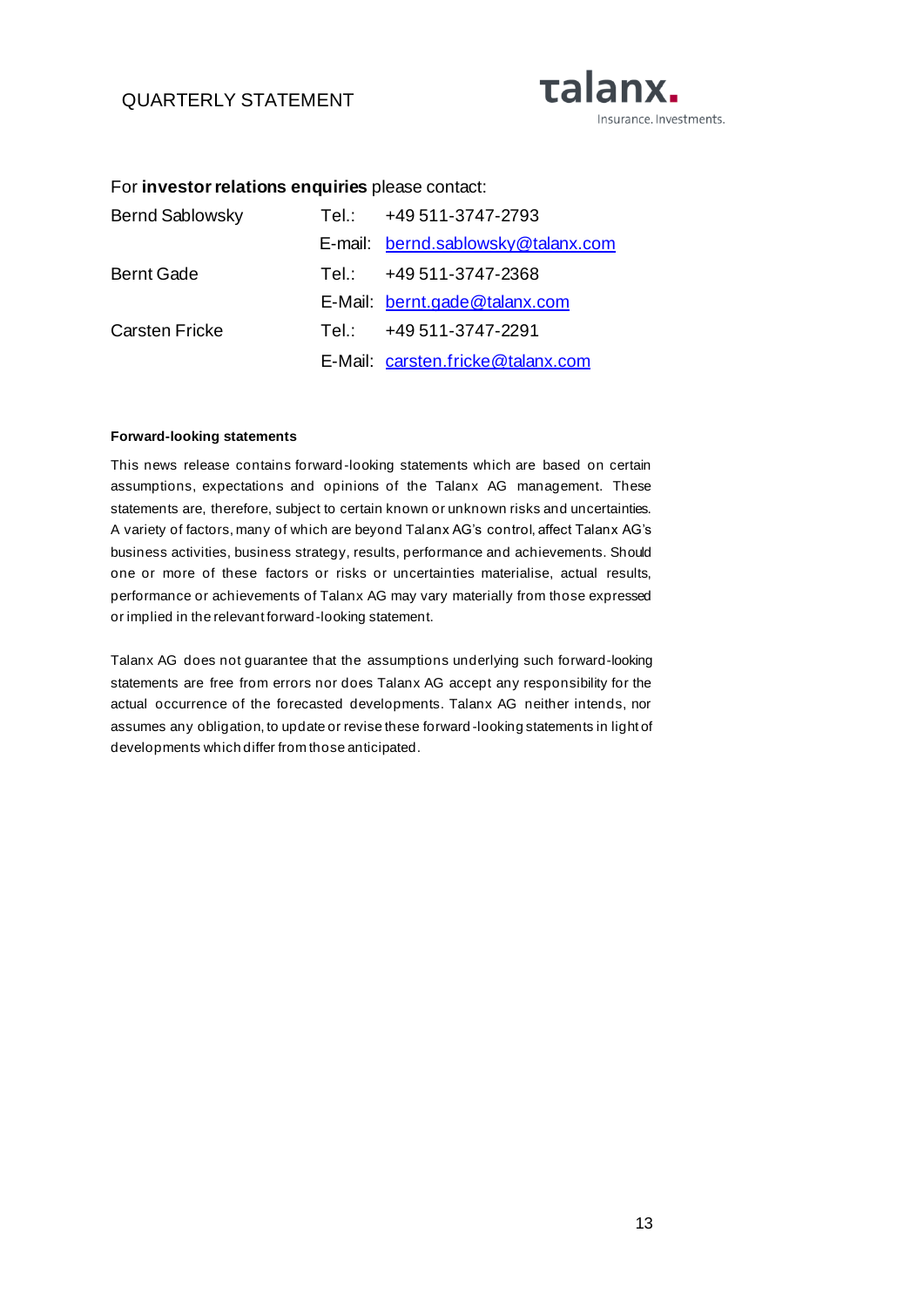For **investor relations enquiries** please contact:

| | | |
|---|---|---|
| Bernd Sablowsky | Tel.: | +49 511-3747-2793 |
| | E-mail: | bernd.sablowsky@talanx.com |
| Bernt Gade | Tel.: | +49 511-3747-2368 |
| | E-Mail: | bernt.gade@talanx.com |
| Carsten Fricke | Tel.: | +49 511-3747-2291 |
| | E-Mail: | carsten.fricke@talanx.com |

**Forward-looking statements**

This news release contains forward-looking statements which are based on certain assumptions, expectations and opinions of the Talanx AG management. These statements are, therefore, subject to certain known or unknown risks and uncertainties. A variety of factors, many of which are beyond Talanx AG's control, affect Talanx AG's business activities, business strategy, results, performance and achievements. Should one or more of these factors or risks or uncertainties materialise, actual results, performance or achievements of Talanx AG may vary materially from those expressed or implied in the relevant forward-looking statement.

Talanx AG does not guarantee that the assumptions underlying such forward-looking statements are free from errors nor does Talanx AG accept any responsibility for the actual occurrence of the forecasted developments. Talanx AG neither intends, nor assumes any obligation, to update or revise these forward-looking statements in light of developments which differ from those anticipated.